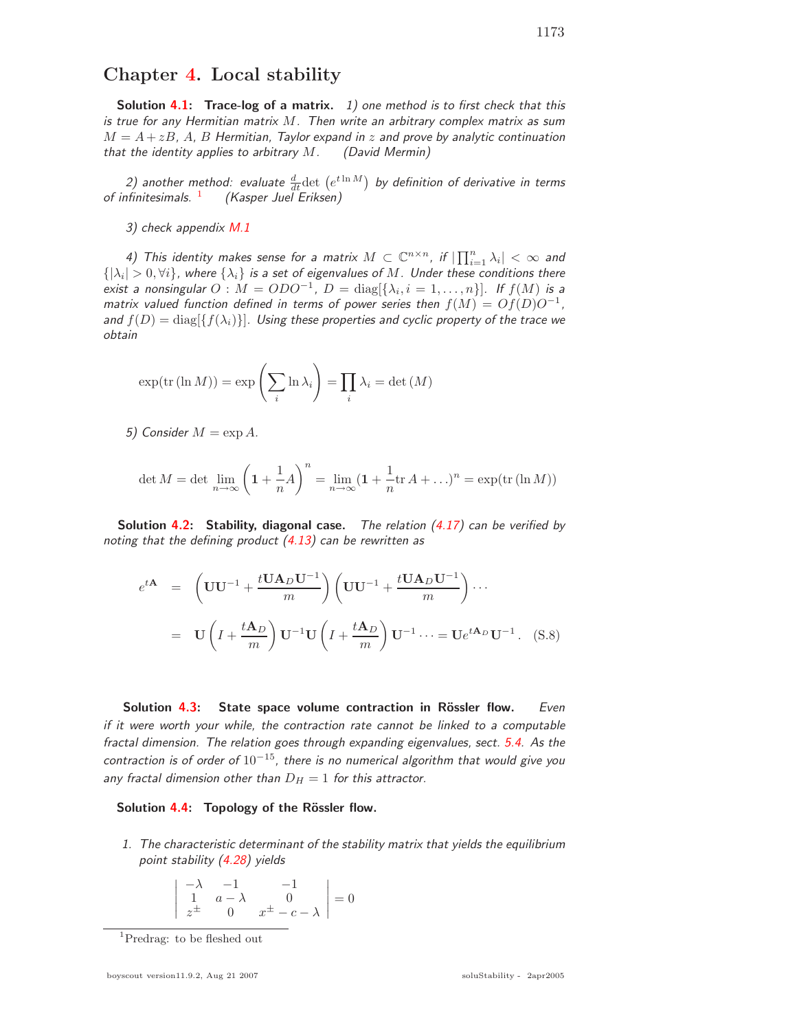# Chapter 4. Local stability

**Solution 4.1: Trace-log of a matrix.** *1) one method is to first check that this is true for any Hermitian matrix $M$. Then write an arbitrary complex matrix as sum $M = A + zB$, $A$, $B$ Hermitian, Taylor expand in $z$ and prove by analytic continuation that the identity applies to arbitrary $M$. (David Mermin)*

*2) another method: evaluate $\frac{d}{dt}\det\left(e^{t\ln M}\right)$ by definition of derivative in terms of infinitesimals.* [1] *(Kasper Juel Eriksen)*

*3) check appendix M.1*

*4) This identity makes sense for a matrix $M \subset \mathbb{C}^{n\times n}$, if $|\prod_{i=1}^{n}\lambda_i| < \infty$ and $\{|\lambda_i| > 0, \forall i\}$, where $\{\lambda_i\}$ is a set of eigenvalues of $M$. Under these conditions there exist a nonsingular $O : M = ODO^{-1}$, $D = \text{diag}[\{\lambda_i, i = 1, \ldots, n\}]$. If $f(M)$ is a matrix valued function defined in terms of power series then $f(M) = Of(D)O^{-1}$, and $f(D) = \text{diag}[\{f(\lambda_i)\}]$. Using these properties and cyclic property of the trace we obtain*

$$\exp(\text{tr}\,(\ln M)) = \exp\left(\sum_i \ln\lambda_i\right) = \prod_i \lambda_i = \det\,(M)$$

*5) Consider $M = \exp A$.*

$$\det M = \det \lim_{n\to\infty}\left(\mathbf{1} + \frac{1}{n}A\right)^n = \lim_{n\to\infty}(\mathbf{1} + \frac{1}{n}\text{tr}\,A + \ldots)^n = \exp(\text{tr}\,(\ln M))$$

**Solution 4.2: Stability, diagonal case.** *The relation (4.17) can be verified by noting that the defining product (4.13) can be rewritten as*

$$\begin{aligned} e^{t\mathbf{A}} &= \left(\mathbf{U}\mathbf{U}^{-1} + \frac{t\mathbf{U}\mathbf{A}_D\mathbf{U}^{-1}}{m}\right)\left(\mathbf{U}\mathbf{U}^{-1} + \frac{t\mathbf{U}\mathbf{A}_D\mathbf{U}^{-1}}{m}\right)\cdots \\ &= \mathbf{U}\left(I + \frac{t\mathbf{A}_D}{m}\right)\mathbf{U}^{-1}\mathbf{U}\left(I + \frac{t\mathbf{A}_D}{m}\right)\mathbf{U}^{-1}\cdots = \mathbf{U}e^{t\mathbf{A}_D}\mathbf{U}^{-1}. \end{aligned} \qquad \text{(S.8)}$$

**Solution 4.3: State space volume contraction in Rössler flow.** *Even if it were worth your while, the contraction rate cannot be linked to a computable fractal dimension. The relation goes through expanding eigenvalues, sect. 5.4. As the contraction is of order of $10^{-15}$, there is no numerical algorithm that would give you any fractal dimension other than $D_H = 1$ for this attractor.*

**Solution 4.4: Topology of the Rössler flow.**

1. *The characteristic determinant of the stability matrix that yields the equilibrium point stability (4.28) yields*

$$\begin{vmatrix} -\lambda & -1 & -1 \\ 1 & a-\lambda & 0 \\ z^{\pm} & 0 & x^{\pm} - c - \lambda \end{vmatrix} = 0$$

[1] Predrag: to be fleshed out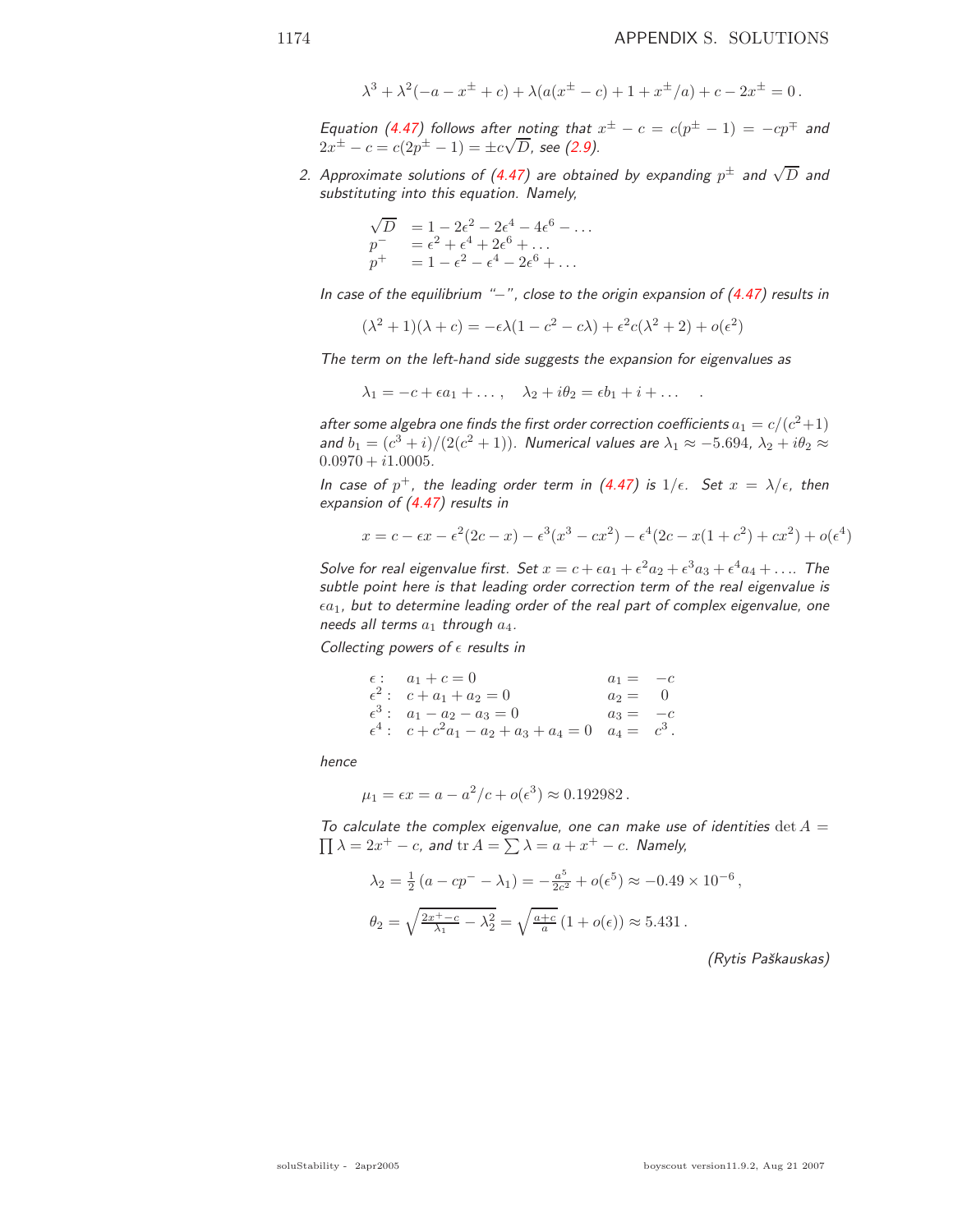$$\lambda^3 + \lambda^2(-a - x^\pm + c) + \lambda(a(x^\pm - c) + 1 + x^\pm/a) + c - 2x^\pm = 0\,.$$

*Equation (4.47) follows after noting that* $x^\pm - c = c(p^\pm - 1) = -cp^\mp$ *and* $2x^\pm - c = c(2p^\pm - 1) = \pm c\sqrt{D}$, *see (2.9).*

2. *Approximate solutions of (4.47) are obtained by expanding* $p^\pm$ *and* $\sqrt{D}$ *and substituting into this equation. Namely,*

$$\begin{array}{ll}\sqrt{D} & = 1 - 2\epsilon^2 - 2\epsilon^4 - 4\epsilon^6 - \ldots \\ p^- & = \epsilon^2 + \epsilon^4 + 2\epsilon^6 + \ldots \\ p^+ & = 1 - \epsilon^2 - \epsilon^4 - 2\epsilon^6 + \ldots\end{array}$$

*In case of the equilibrium "−", close to the origin expansion of (4.47) results in*

$$(\lambda^2 + 1)(\lambda + c) = -\epsilon\lambda(1 - c^2 - c\lambda) + \epsilon^2 c(\lambda^2 + 2) + o(\epsilon^2)$$

*The term on the left-hand side suggests the expansion for eigenvalues as*

$$\lambda_1 = -c + \epsilon a_1 + \ldots\,, \quad \lambda_2 + i\theta_2 = \epsilon b_1 + i + \ldots \quad .$$

*after some algebra one finds the first order correction coefficients* $a_1 = c/(c^2+1)$ *and* $b_1 = (c^3 + i)/(2(c^2+1))$. *Numerical values are* $\lambda_1 \approx -5.694$, $\lambda_2 + i\theta_2 \approx 0.0970 + i1.0005$.

*In case of* $p^+$, *the leading order term in (4.47) is* $1/\epsilon$. *Set* $x = \lambda/\epsilon$, *then expansion of (4.47) results in*

$$x = c - \epsilon x - \epsilon^2(2c - x) - \epsilon^3(x^3 - cx^2) - \epsilon^4(2c - x(1 + c^2) + cx^2) + o(\epsilon^4)$$

*Solve for real eigenvalue first. Set* $x = c + \epsilon a_1 + \epsilon^2 a_2 + \epsilon^3 a_3 + \epsilon^4 a_4 + \ldots$. *The subtle point here is that leading order correction term of the real eigenvalue is* $\epsilon a_1$, *but to determine leading order of the real part of complex eigenvalue, one needs all terms* $a_1$ *through* $a_4$.

*Collecting powers of* $\epsilon$ *results in*

$$\begin{array}{lll}\epsilon: & a_1 + c = 0 & a_1 = \; -c \\ \epsilon^2: & c + a_1 + a_2 = 0 & a_2 = \; 0 \\ \epsilon^3: & a_1 - a_2 - a_3 = 0 & a_3 = \; -c \\ \epsilon^4: & c + c^2 a_1 - a_2 + a_3 + a_4 = 0 & a_4 = \; c^3\,.\end{array}$$

*hence*

$$\mu_1 = \epsilon x = a - a^2/c + o(\epsilon^3) \approx 0.192982\,.$$

*To calculate the complex eigenvalue, one can make use of identities* $\det A = \prod \lambda = 2x^+ - c$, *and* $\operatorname{tr} A = \sum \lambda = a + x^+ - c$. *Namely,*

$$\lambda_2 = \tfrac{1}{2}\left(a - cp^- - \lambda_1\right) = -\tfrac{a^5}{2c^2} + o(\epsilon^5) \approx -0.49 \times 10^{-6}\,,$$

$$\theta_2 = \sqrt{\tfrac{2x^+ - c}{\lambda_1} - \lambda_2^2} = \sqrt{\tfrac{a+c}{a}}\left(1 + o(\epsilon)\right) \approx 5.431\,.$$

*(Rytis Paškauskas)*